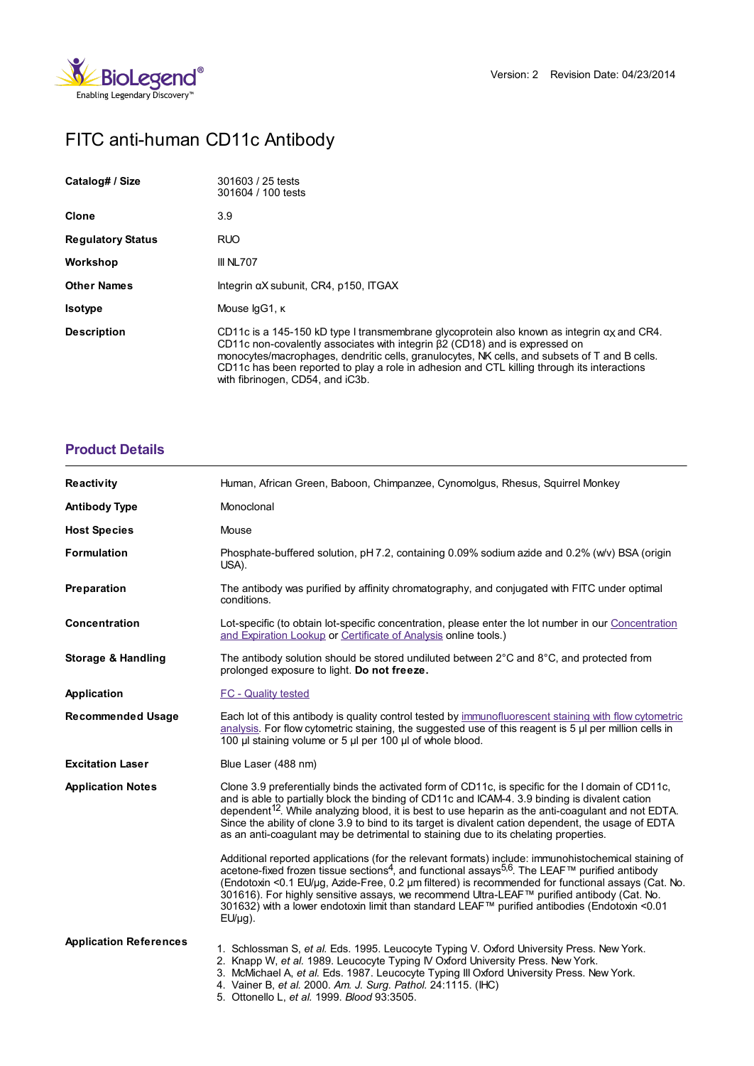Version: 2 Revision Date: 04/23/2014

# FITC anti-human CD11c Antibody

| | |
|---|---|
| **Catalog# / Size** | 301603 / 25 tests<br>301604 / 100 tests |
| **Clone** | 3.9 |
| **Regulatory Status** | RUO |
| **Workshop** | III NL707 |
| **Other Names** | Integrin αX subunit, CR4, p150, ITGAX |
| **Isotype** | Mouse IgG1, κ |
| **Description** | CD11c is a 145-150 kD type I transmembrane glycoprotein also known as integrin $\alpha_X$ and CR4. CD11c non-covalently associates with integrin β2 (CD18) and is expressed on monocytes/macrophages, dendritic cells, granulocytes, NK cells, and subsets of T and B cells. CD11c has been reported to play a role in adhesion and CTL killing through its interactions with fibrinogen, CD54, and iC3b. |

## Product Details

| | |
|---|---|
| **Reactivity** | Human, African Green, Baboon, Chimpanzee, Cynomolgus, Rhesus, Squirrel Monkey |
| **Antibody Type** | Monoclonal |
| **Host Species** | Mouse |
| **Formulation** | Phosphate-buffered solution, pH 7.2, containing 0.09% sodium azide and 0.2% (w/v) BSA (origin USA). |
| **Preparation** | The antibody was purified by affinity chromatography, and conjugated with FITC under optimal conditions. |
| **Concentration** | Lot-specific (to obtain lot-specific concentration, please enter the lot number in our Concentration and Expiration Lookup or Certificate of Analysis online tools.) |
| **Storage & Handling** | The antibody solution should be stored undiluted between 2°C and 8°C, and protected from prolonged exposure to light. **Do not freeze.** |
| **Application** | FC - Quality tested |
| **Recommended Usage** | Each lot of this antibody is quality control tested by immunofluorescent staining with flow cytometric analysis. For flow cytometric staining, the suggested use of this reagent is 5 µl per million cells in 100 µl staining volume or 5 µl per 100 µl of whole blood. |
| **Excitation Laser** | Blue Laser (488 nm) |
| **Application Notes** | Clone 3.9 preferentially binds the activated form of CD11c, is specific for the I domain of CD11c, and is able to partially block the binding of CD11c and ICAM-4. 3.9 binding is divalent cation dependent[12]. While analyzing blood, it is best to use heparin as the anti-coagulant and not EDTA. Since the ability of clone 3.9 to bind to its target is divalent cation dependent, the usage of EDTA as an anti-coagulant may be detrimental to staining due to its chelating properties.<br><br>Additional reported applications (for the relevant formats) include: immunohistochemical staining of acetone-fixed frozen tissue sections[4], and functional assays[5,6]. The LEAF™ purified antibody (Endotoxin <0.1 EU/µg, Azide-Free, 0.2 µm filtered) is recommended for functional assays (Cat. No. 301616). For highly sensitive assays, we recommend Ultra-LEAF™ purified antibody (Cat. No. 301632) with a lower endotoxin limit than standard LEAF™ purified antibodies (Endotoxin <0.01 EU/µg). |
| **Application References** | 1. Schlossman S, *et al.* Eds. 1995. Leucocyte Typing V. Oxford University Press. New York.<br>2. Knapp W, *et al.* 1989. Leucocyte Typing IV Oxford University Press. New York.<br>3. McMichael A, *et al.* Eds. 1987. Leucocyte Typing III Oxford University Press. New York.<br>4. Vainer B, *et al.* 2000. *Am. J. Surg. Pathol.* 24:1115. (IHC)<br>5. Ottonello L, *et al.* 1999. *Blood* 93:3505. |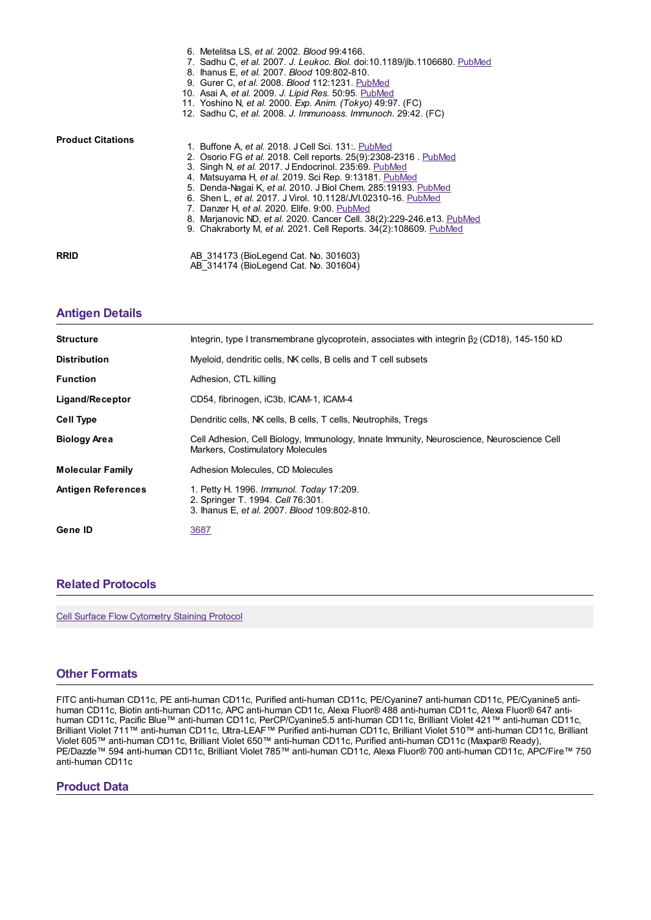6. Metelitsa LS, *et al.* 2002. *Blood* 99:4166.
7. Sadhu C, *et al.* 2007. *J. Leukoc. Biol.* doi:10.1189/jlb.1106680. PubMed
8. Ihanus E, *et al.* 2007. *Blood* 109:802-810.
9. Gurer C, *et al.* 2008. *Blood* 112:1231. PubMed
10. Asai A, *et al.* 2009. *J. Lipid Res.* 50:95. PubMed
11. Yoshino N, *et al.* 2000. *Exp. Anim. (Tokyo)* 49:97. (FC)
12. Sadhu C, *et al.* 2008. *J. Immunoass. Immunoch.* 29:42. (FC)

**Product Citations**

1. Buffone A, *et al.* 2018. J Cell Sci. 131:. PubMed
2. Osorio FG *et al.* 2018. Cell reports. 25(9):2308-2316 . PubMed
3. Singh N, *et al.* 2017. J Endocrinol. 235:69. PubMed
4. Matsuyama H, *et al.* 2019. Sci Rep. 9:13181. PubMed
5. Denda-Nagai K, *et al.* 2010. J Biol Chem. 285:19193. PubMed
6. Shen L, *et al.* 2017. J Virol. 10.1128/JVI.02310-16. PubMed
7. Danzer H, *et al.* 2020. Elife. 9:00. PubMed
8. Marjanovic ND, *et al.* 2020. Cancer Cell. 38(2):229-246.e13. PubMed
9. Chakraborty M, *et al.* 2021. Cell Reports. 34(2):108609. PubMed

**RRID**

AB_314173 (BioLegend Cat. No. 301603)
AB_314174 (BioLegend Cat. No. 301604)

## Antigen Details

| | |
|---|---|
| **Structure** | Integrin, type I transmembrane glycoprotein, associates with integrin $\beta_2$ (CD18), 145-150 kD |
| **Distribution** | Myeloid, dendritic cells, NK cells, B cells and T cell subsets |
| **Function** | Adhesion, CTL killing |
| **Ligand/Receptor** | CD54, fibrinogen, iC3b, ICAM-1, ICAM-4 |
| **Cell Type** | Dendritic cells, NK cells, B cells, T cells, Neutrophils, Tregs |
| **Biology Area** | Cell Adhesion, Cell Biology, Immunology, Innate Immunity, Neuroscience, Neuroscience Cell Markers, Costimulatory Molecules |
| **Molecular Family** | Adhesion Molecules, CD Molecules |
| **Antigen References** | 1. Petty H. 1996. *Immunol. Today* 17:209.<br>2. Springer T. 1994. *Cell* 76:301.<br>3. Ihanus E, *et al.* 2007. *Blood* 109:802-810. |
| **Gene ID** | 3687 |

## Related Protocols

Cell Surface Flow Cytometry Staining Protocol

## Other Formats

FITC anti-human CD11c, PE anti-human CD11c, Purified anti-human CD11c, PE/Cyanine7 anti-human CD11c, PE/Cyanine5 anti-human CD11c, Biotin anti-human CD11c, APC anti-human CD11c, Alexa Fluor® 488 anti-human CD11c, Alexa Fluor® 647 anti-human CD11c, Pacific Blue™ anti-human CD11c, PerCP/Cyanine5.5 anti-human CD11c, Brilliant Violet 421™ anti-human CD11c, Brilliant Violet 711™ anti-human CD11c, Ultra-LEAF™ Purified anti-human CD11c, Brilliant Violet 510™ anti-human CD11c, Brilliant Violet 605™ anti-human CD11c, Brilliant Violet 650™ anti-human CD11c, Purified anti-human CD11c (Maxpar® Ready), PE/Dazzle™ 594 anti-human CD11c, Brilliant Violet 785™ anti-human CD11c, Alexa Fluor® 700 anti-human CD11c, APC/Fire™ 750 anti-human CD11c

## Product Data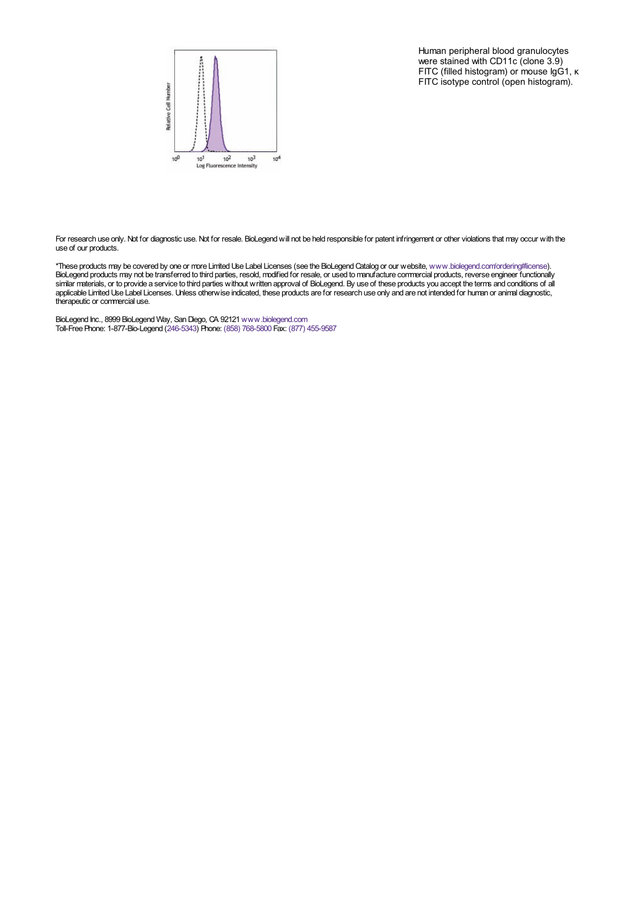Relative Cell Number

$10^0$ $10^1$ $10^2$ $10^3$ $10^4$

Log Fluorescence Intensity

Human peripheral blood granulocytes were stained with CD11c (clone 3.9) FITC (filled histogram) or mouse IgG1, κ FITC isotype control (open histogram).

For research use only. Not for diagnostic use. Not for resale. BioLegend will not be held responsible for patent infringement or other violations that may occur with the use of our products.

*These products may be covered by one or more Limited Use Label Licenses (see the BioLegend Catalog or our website, www.biolegend.com/ordering#license). BioLegend products may not be transferred to third parties, resold, modified for resale, or used to manufacture commercial products, reverse engineer functionally similar materials, or to provide a service to third parties without written approval of BioLegend. By use of these products you accept the terms and conditions of all applicable Limited Use Label Licenses. Unless otherwise indicated, these products are for research use only and are not intended for human or animal diagnostic, therapeutic or commercial use.

BioLegend Inc., 8999 BioLegend Way, San Diego, CA 92121 www.biolegend.com
Toll-Free Phone: 1-877-Bio-Legend (246-5343) Phone: (858) 768-5800 Fax: (877) 455-9587